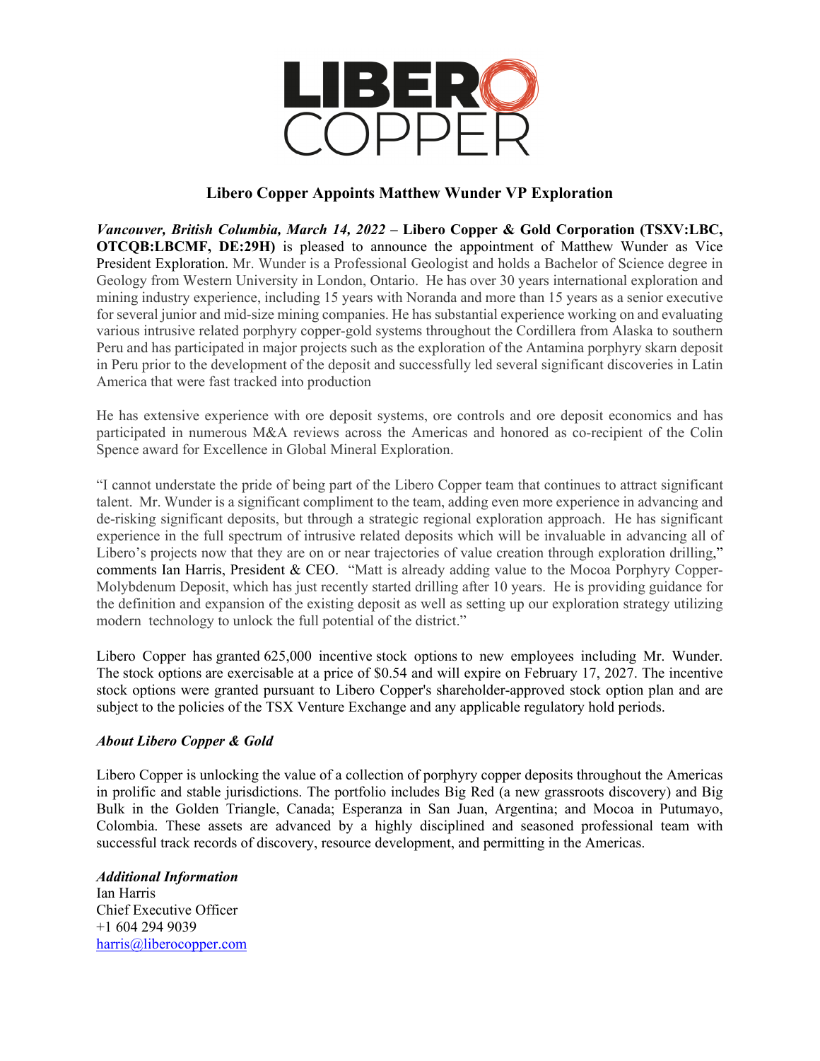LIBERO COPPER

# Libero Copper Appoints Matthew Wunder VP Exploration

***Vancouver, British Columbia, March 14, 2022*** **– Libero Copper & Gold Corporation (TSXV:LBC, OTCQB:LBCMF, DE:29H)** is pleased to announce the appointment of Matthew Wunder as Vice President Exploration. Mr. Wunder is a Professional Geologist and holds a Bachelor of Science degree in Geology from Western University in London, Ontario. He has over 30 years international exploration and mining industry experience, including 15 years with Noranda and more than 15 years as a senior executive for several junior and mid-size mining companies. He has substantial experience working on and evaluating various intrusive related porphyry copper-gold systems throughout the Cordillera from Alaska to southern Peru and has participated in major projects such as the exploration of the Antamina porphyry skarn deposit in Peru prior to the development of the deposit and successfully led several significant discoveries in Latin America that were fast tracked into production

He has extensive experience with ore deposit systems, ore controls and ore deposit economics and has participated in numerous M&A reviews across the Americas and honored as co-recipient of the Colin Spence award for Excellence in Global Mineral Exploration.

"I cannot understate the pride of being part of the Libero Copper team that continues to attract significant talent. Mr. Wunder is a significant compliment to the team, adding even more experience in advancing and de-risking significant deposits, but through a strategic regional exploration approach. He has significant experience in the full spectrum of intrusive related deposits which will be invaluable in advancing all of Libero's projects now that they are on or near trajectories of value creation through exploration drilling," comments Ian Harris, President & CEO. "Matt is already adding value to the Mocoa Porphyry Copper-Molybdenum Deposit, which has just recently started drilling after 10 years. He is providing guidance for the definition and expansion of the existing deposit as well as setting up our exploration strategy utilizing modern technology to unlock the full potential of the district."

Libero Copper has granted 625,000 incentive stock options to new employees including Mr. Wunder. The stock options are exercisable at a price of $0.54 and will expire on February 17, 2027. The incentive stock options were granted pursuant to Libero Copper's shareholder-approved stock option plan and are subject to the policies of the TSX Venture Exchange and any applicable regulatory hold periods.

***About Libero Copper & Gold***

Libero Copper is unlocking the value of a collection of porphyry copper deposits throughout the Americas in prolific and stable jurisdictions. The portfolio includes Big Red (a new grassroots discovery) and Big Bulk in the Golden Triangle, Canada; Esperanza in San Juan, Argentina; and Mocoa in Putumayo, Colombia. These assets are advanced by a highly disciplined and seasoned professional team with successful track records of discovery, resource development, and permitting in the Americas.

***Additional Information***
Ian Harris
Chief Executive Officer
+1 604 294 9039
harris@liberocopper.com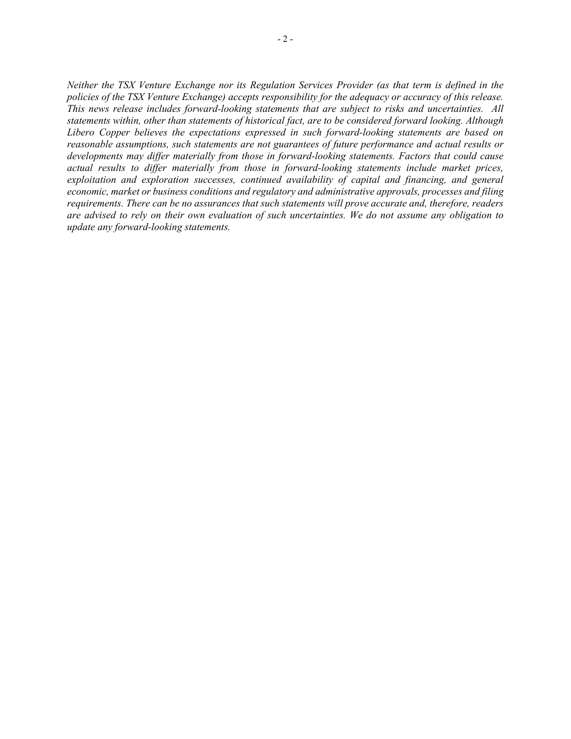*Neither the TSX Venture Exchange nor its Regulation Services Provider (as that term is defined in the policies of the TSX Venture Exchange) accepts responsibility for the adequacy or accuracy of this release. This news release includes forward-looking statements that are subject to risks and uncertainties. All statements within, other than statements of historical fact, are to be considered forward looking. Although Libero Copper believes the expectations expressed in such forward-looking statements are based on reasonable assumptions, such statements are not guarantees of future performance and actual results or developments may differ materially from those in forward-looking statements. Factors that could cause actual results to differ materially from those in forward-looking statements include market prices, exploitation and exploration successes, continued availability of capital and financing, and general economic, market or business conditions and regulatory and administrative approvals, processes and filing requirements. There can be no assurances that such statements will prove accurate and, therefore, readers are advised to rely on their own evaluation of such uncertainties. We do not assume any obligation to update any forward-looking statements.*